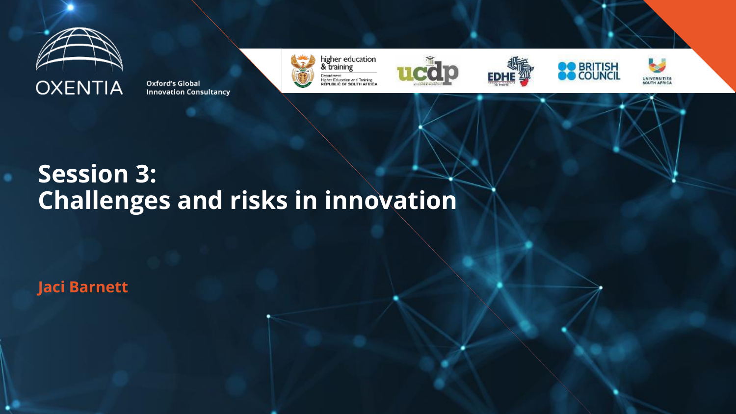OXENTIA

Oxford's Global Innovation Consultancy

higher education & training
Department: Higher Education and Training
REPUBLIC OF SOUTH AFRICA

ucdp

EDHE

BRITISH COUNCIL

UNIVERSITIES SOUTH AFRICA

# Session 3: Challenges and risks in innovation

**Jaci Barnett**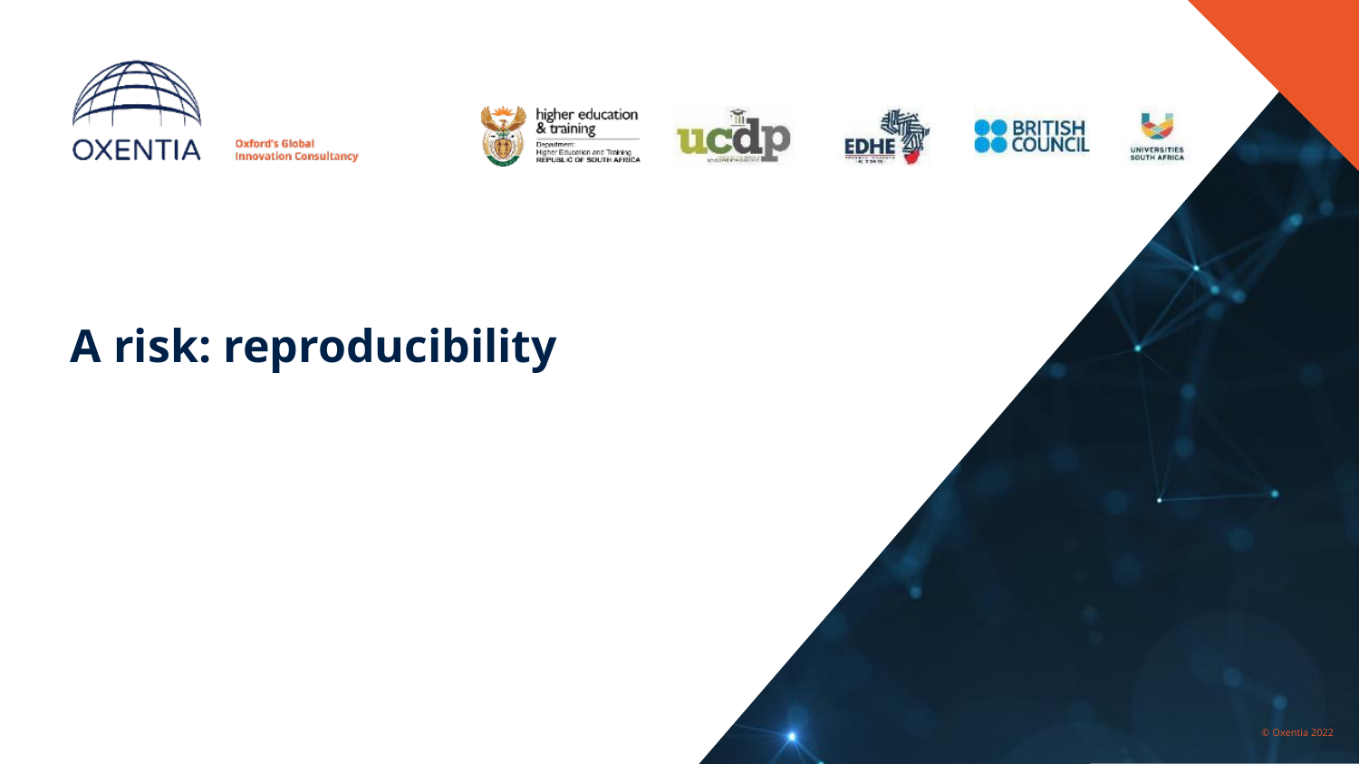# A risk: reproducibility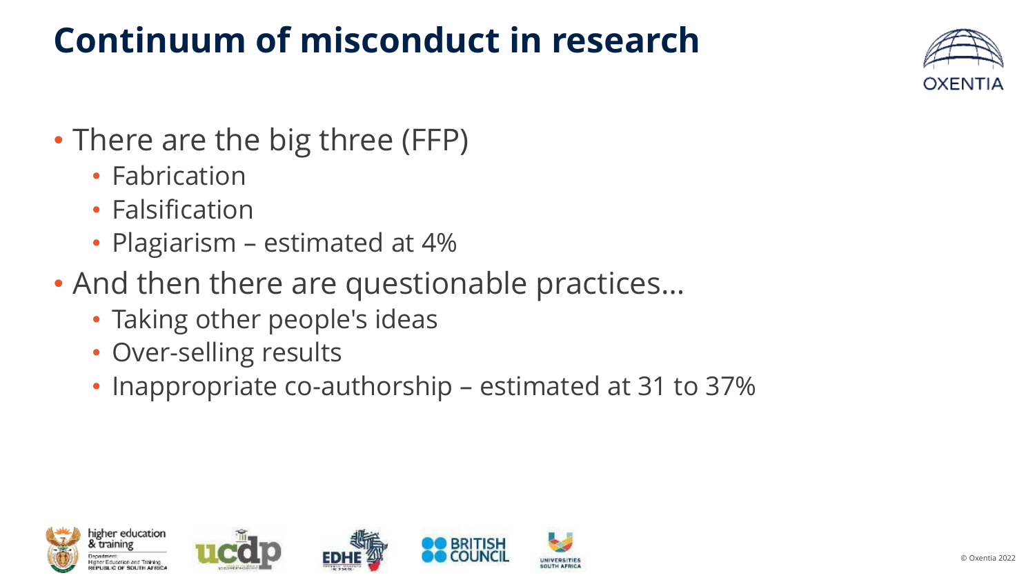# Continuum of misconduct in research

- There are the big three (FFP)
  - Fabrication
  - Falsification
  - Plagiarism – estimated at 4%
- And then there are questionable practices…
  - Taking other people's ideas
  - Over-selling results
  - Inappropriate co-authorship – estimated at 31 to 37%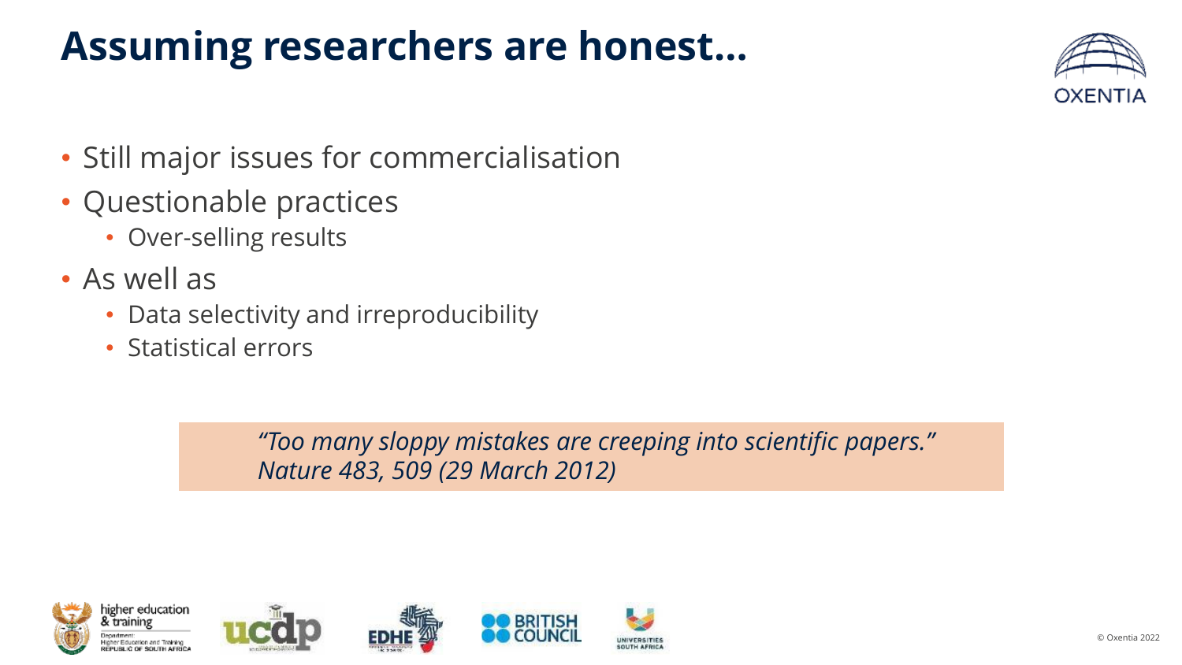# Assuming researchers are honest…

- Still major issues for commercialisation
- Questionable practices
  - Over-selling results
- As well as
  - Data selectivity and irreproducibility
  - Statistical errors

> *"Too many sloppy mistakes are creeping into scientific papers."*
> *Nature 483, 509 (29 March 2012)*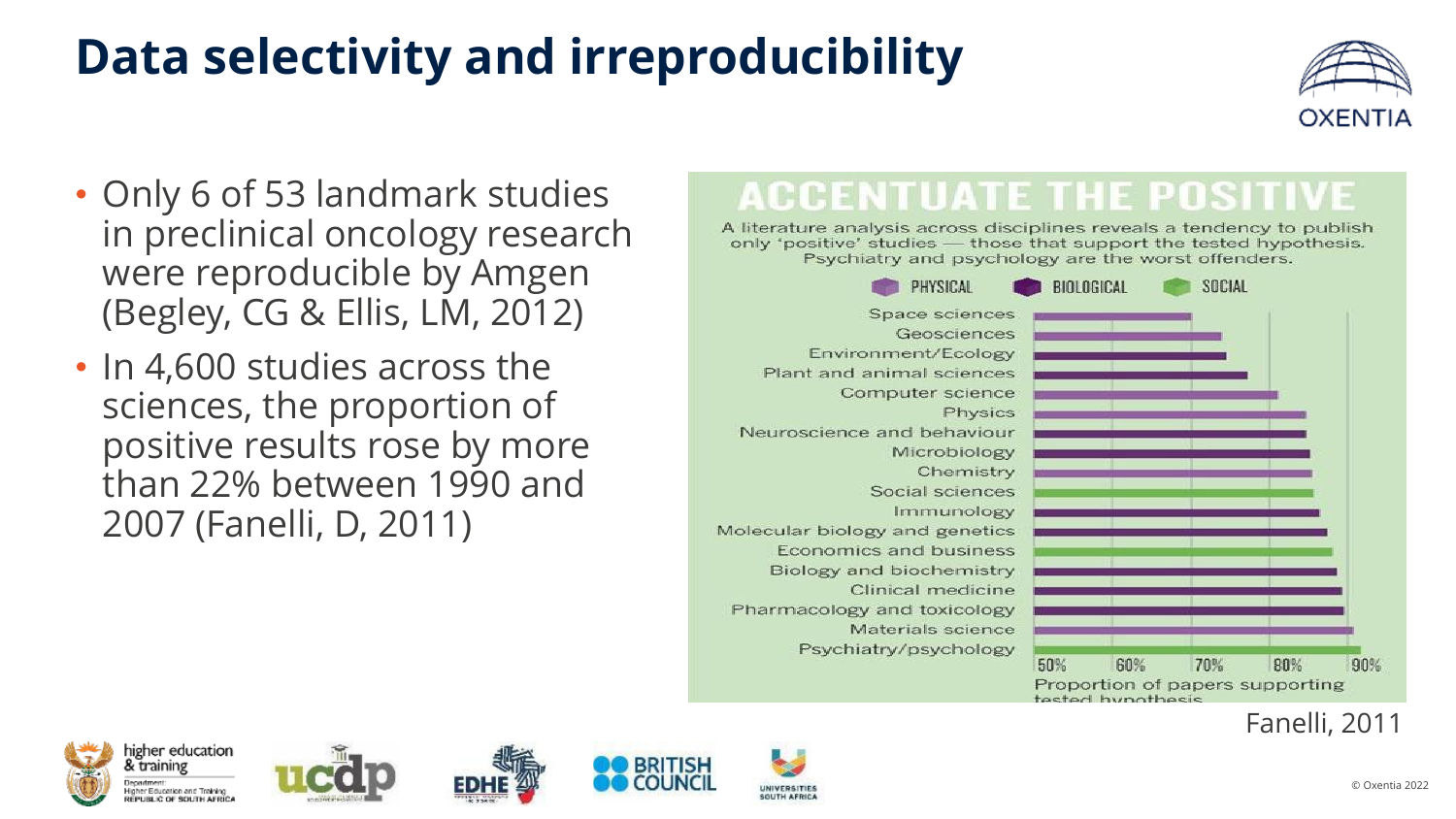# Data selectivity and irreproducibility

- Only 6 of 53 landmark studies in preclinical oncology research were reproducible by Amgen (Begley, CG & Ellis, LM, 2012)
- In 4,600 studies across the sciences, the proportion of positive results rose by more than 22% between 1990 and 2007 (Fanelli, D, 2011)

## ACCENTUATE THE POSITIVE

A literature analysis across disciplines reveals a tendency to publish only 'positive' studies — those that support the tested hypothesis. Psychiatry and psychology are the worst offenders.

PHYSICAL | BIOLOGICAL | SOCIAL

Space sciences
Geosciences
Environment/Ecology
Plant and animal sciences
Computer science
Physics
Neuroscience and behaviour
Microbiology
Chemistry
Social sciences
Immunology
Molecular biology and genetics
Economics and business
Biology and biochemistry
Clinical medicine
Pharmacology and toxicology
Materials science
Psychiatry/psychology

50% 60% 70% 80% 90%

Proportion of papers supporting tested hypothesis

Fanelli, 2011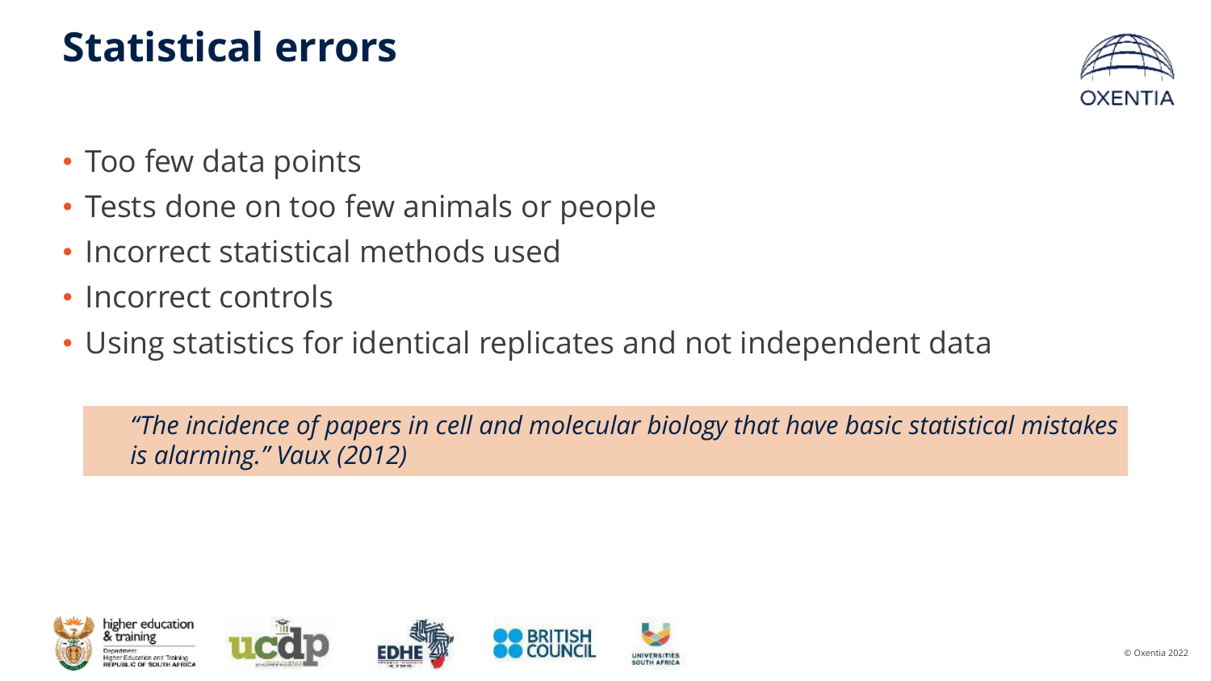# Statistical errors

- Too few data points
- Tests done on too few animals or people
- Incorrect statistical methods used
- Incorrect controls
- Using statistics for identical replicates and not independent data

> *"The incidence of papers in cell and molecular biology that have basic statistical mistakes is alarming." Vaux (2012)*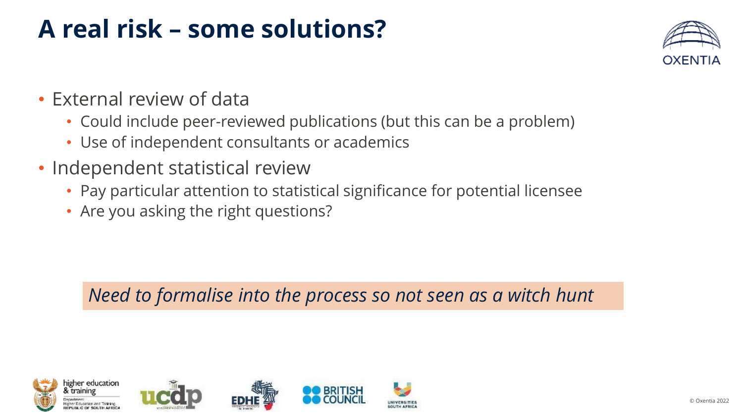# A real risk – some solutions?

- External review of data
  - Could include peer-reviewed publications (but this can be a problem)
  - Use of independent consultants or academics
- Independent statistical review
  - Pay particular attention to statistical significance for potential licensee
  - Are you asking the right questions?

*Need to formalise into the process so not seen as a witch hunt*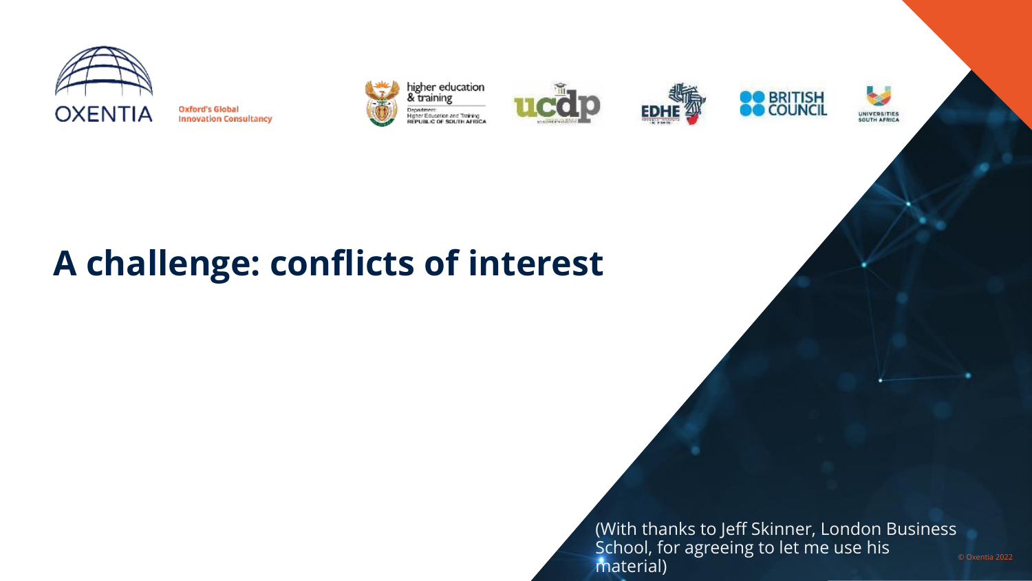# A challenge: conflicts of interest

(With thanks to Jeff Skinner, London Business School, for agreeing to let me use his material)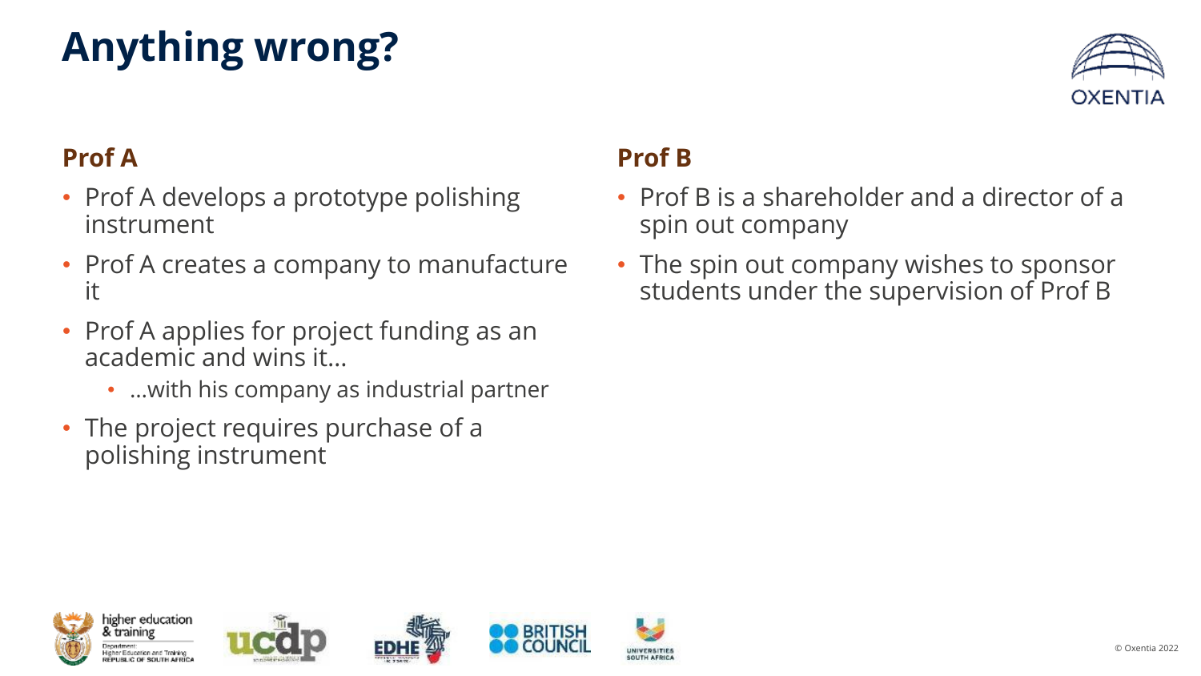# Anything wrong?

## Prof A

- Prof A develops a prototype polishing instrument
- Prof A creates a company to manufacture it
- Prof A applies for project funding as an academic and wins it…
  - …with his company as industrial partner
- The project requires purchase of a polishing instrument

## Prof B

- Prof B is a shareholder and a director of a spin out company
- The spin out company wishes to sponsor students under the supervision of Prof B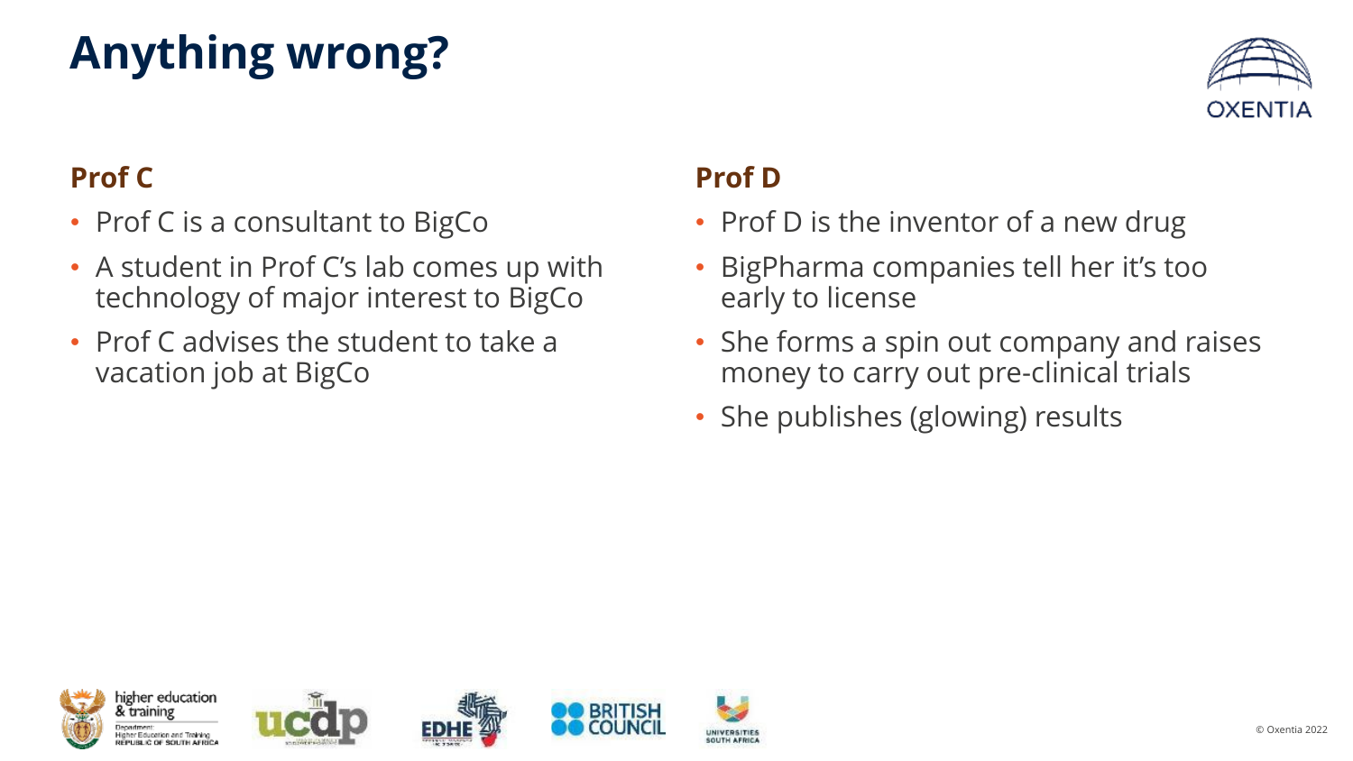# Anything wrong?

## Prof C

- Prof C is a consultant to BigCo
- A student in Prof C's lab comes up with technology of major interest to BigCo
- Prof C advises the student to take a vacation job at BigCo

## Prof D

- Prof D is the inventor of a new drug
- BigPharma companies tell her it's too early to license
- She forms a spin out company and raises money to carry out pre-clinical trials
- She publishes (glowing) results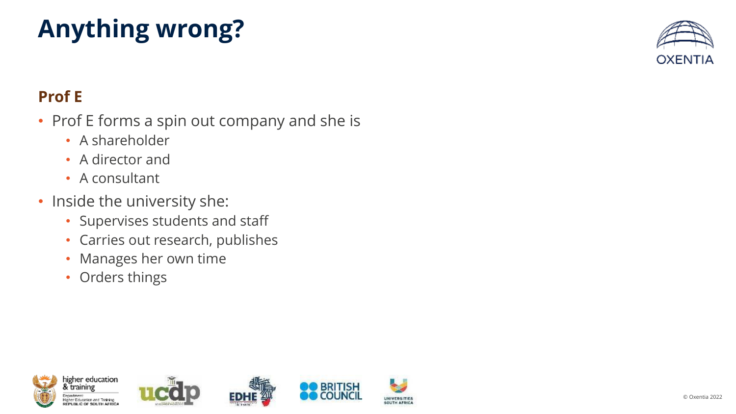# Anything wrong?

### Prof E

- Prof E forms a spin out company and she is
  - A shareholder
  - A director and
  - A consultant
- Inside the university she:
  - Supervises students and staff
  - Carries out research, publishes
  - Manages her own time
  - Orders things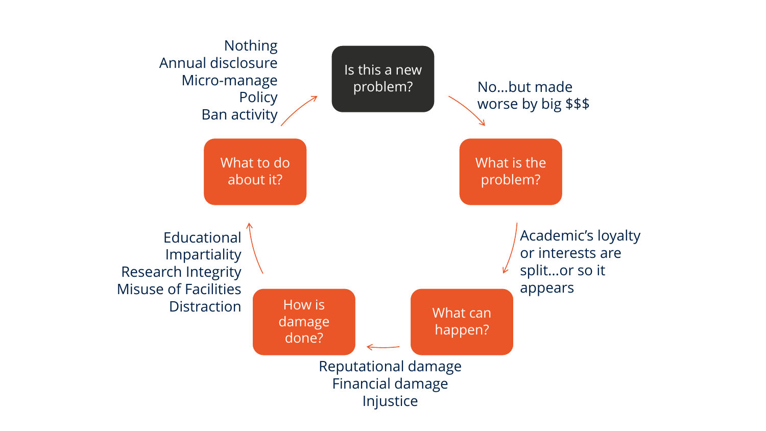**Is this a new problem?**

No…but made worse by big $$$

**What is the problem?**

Academic's loyalty or interests are split…or so it appears

**What can happen?**

Reputational damage
Financial damage
Injustice

**How is damage done?**

Educational
Impartiality
Research Integrity
Misuse of Facilities
Distraction

**What to do about it?**

Nothing
Annual disclosure
Micro-manage
Policy
Ban activity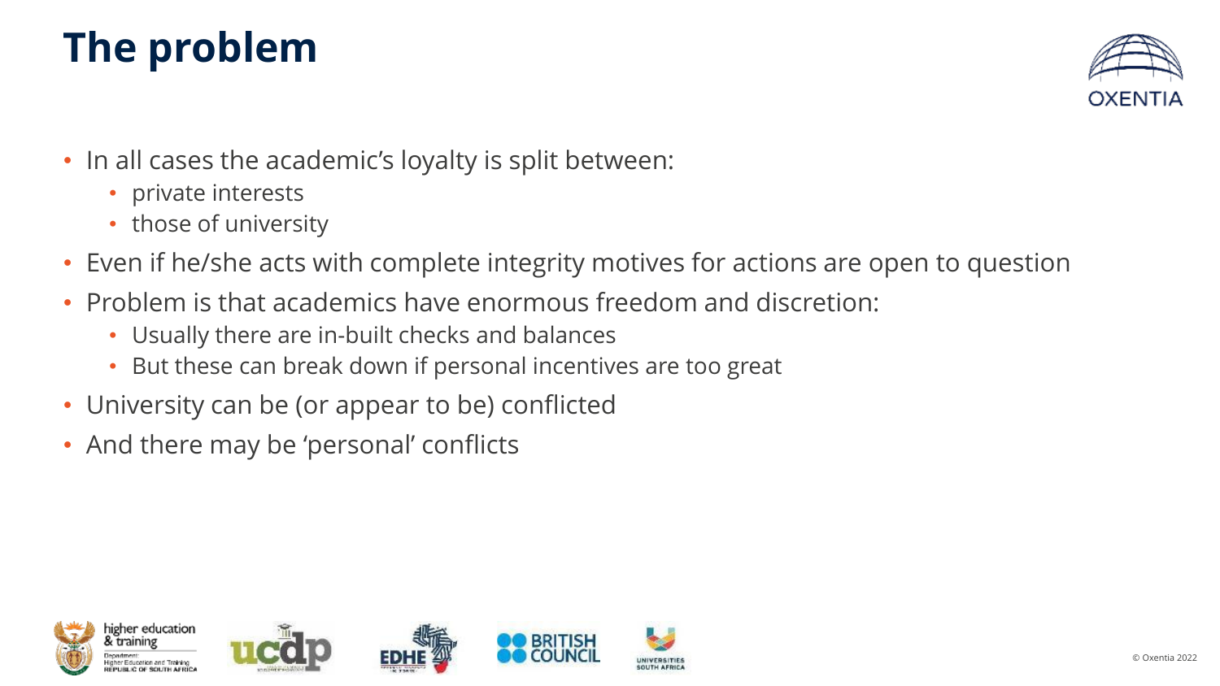# The problem

- In all cases the academic's loyalty is split between:
  - private interests
  - those of university
- Even if he/she acts with complete integrity motives for actions are open to question
- Problem is that academics have enormous freedom and discretion:
  - Usually there are in-built checks and balances
  - But these can break down if personal incentives are too great
- University can be (or appear to be) conflicted
- And there may be 'personal' conflicts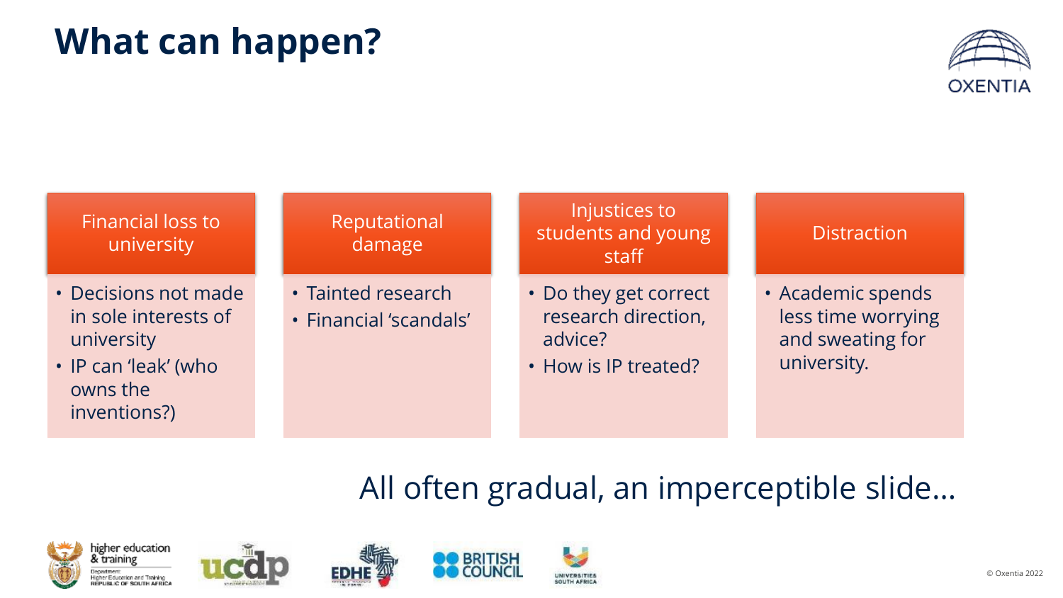# What can happen?

### Financial loss to university

- Decisions not made in sole interests of university
- IP can 'leak' (who owns the inventions?)

### Reputational damage

- Tainted research
- Financial 'scandals'

### Injustices to students and young staff

- Do they get correct research direction, advice?
- How is IP treated?

### Distraction

- Academic spends less time worrying and sweating for university.

All often gradual, an imperceptible slide…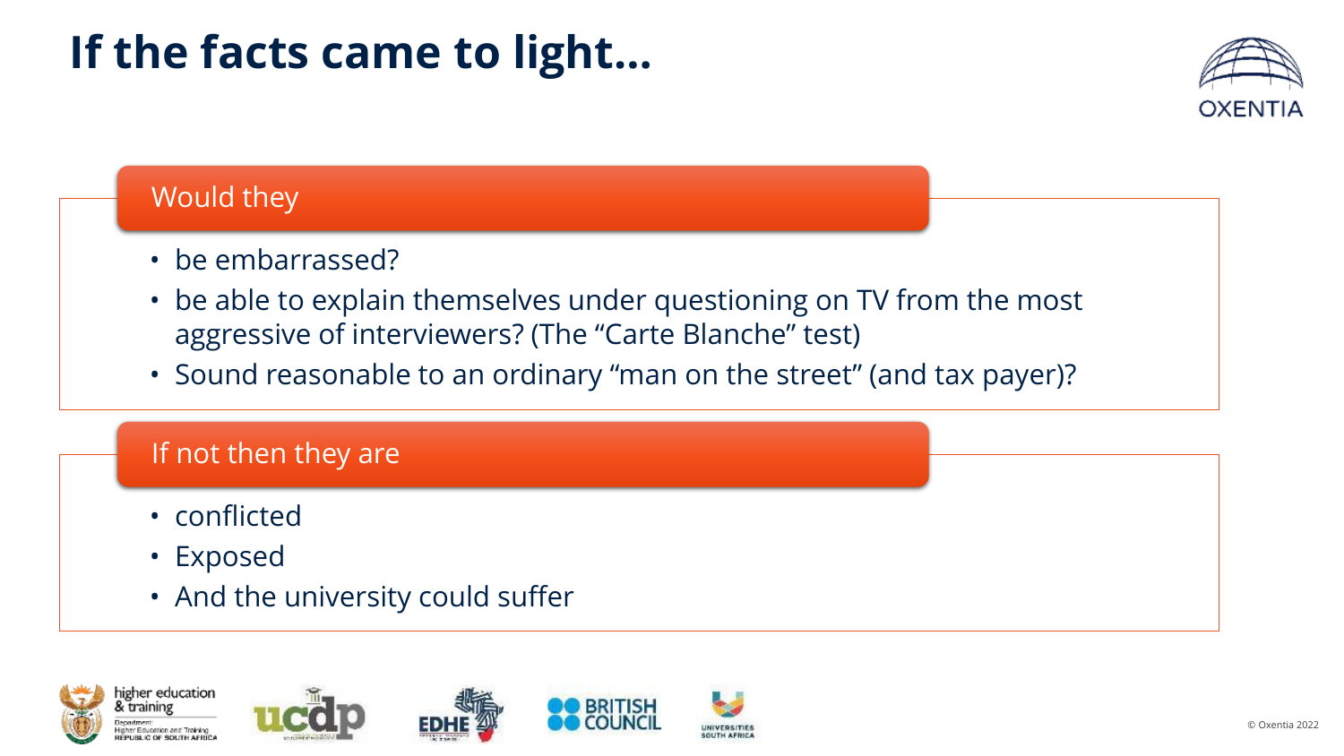# If the facts came to light…

## Would they

- be embarrassed?
- be able to explain themselves under questioning on TV from the most aggressive of interviewers? (The "Carte Blanche" test)
- Sound reasonable to an ordinary "man on the street" (and tax payer)?

## If not then they are

- conflicted
- Exposed
- And the university could suffer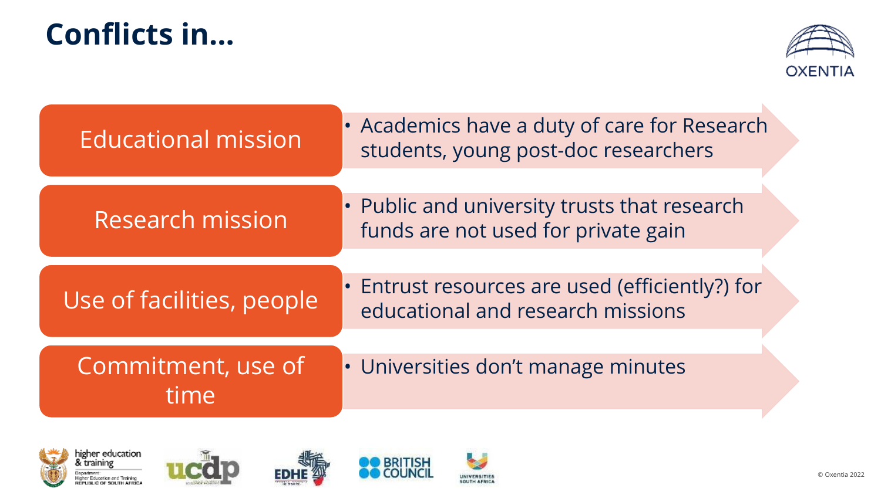# Conflicts in…

| | |
|---|---|
| Educational mission | • Academics have a duty of care for Research students, young post-doc researchers |
| Research mission | • Public and university trusts that research funds are not used for private gain |
| Use of facilities, people | • Entrust resources are used (efficiently?) for educational and research missions |
| Commitment, use of time | • Universities don't manage minutes |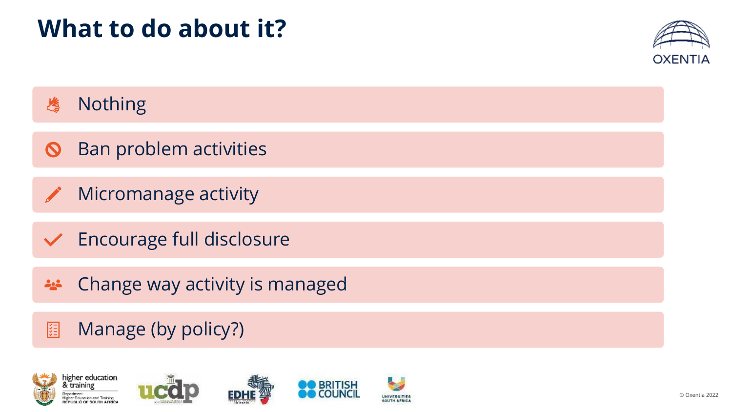# What to do about it?

- Nothing
- Ban problem activities
- Micromanage activity
- Encourage full disclosure
- Change way activity is managed
- Manage (by policy?)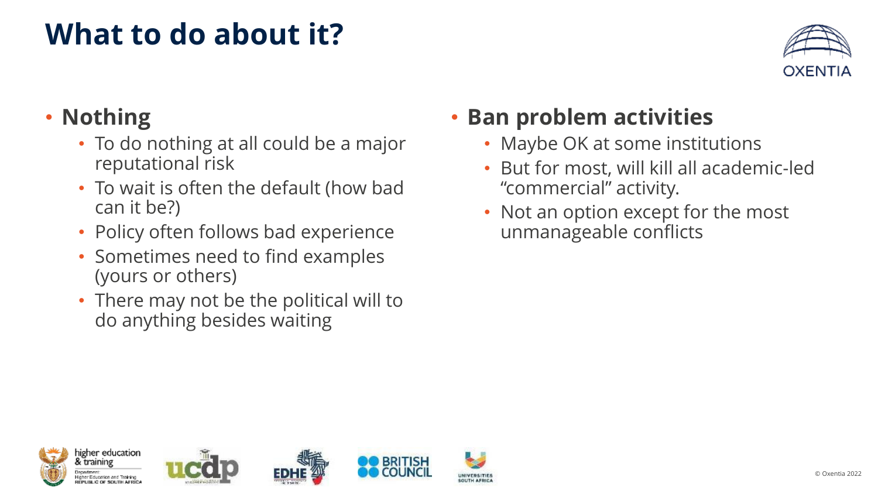# What to do about it?

- **Nothing**
  - To do nothing at all could be a major reputational risk
  - To wait is often the default (how bad can it be?)
  - Policy often follows bad experience
  - Sometimes need to find examples (yours or others)
  - There may not be the political will to do anything besides waiting
- **Ban problem activities**
  - Maybe OK at some institutions
  - But for most, will kill all academic-led "commercial" activity.
  - Not an option except for the most unmanageable conflicts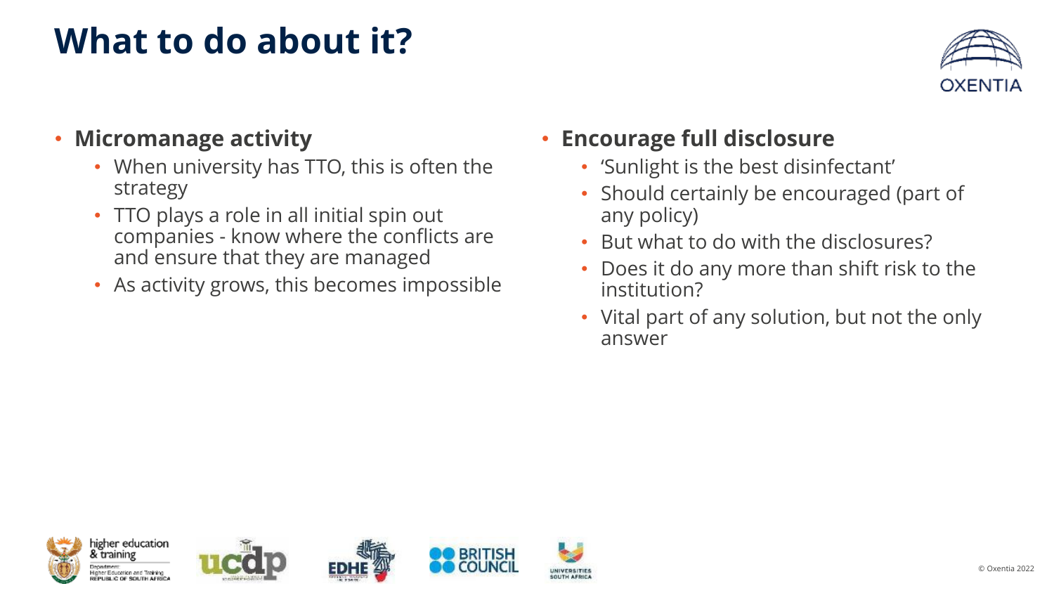# What to do about it?

- **Micromanage activity**
  - When university has TTO, this is often the strategy
  - TTO plays a role in all initial spin out companies - know where the conflicts are and ensure that they are managed
  - As activity grows, this becomes impossible
- **Encourage full disclosure**
  - 'Sunlight is the best disinfectant'
  - Should certainly be encouraged (part of any policy)
  - But what to do with the disclosures?
  - Does it do any more than shift risk to the institution?
  - Vital part of any solution, but not the only answer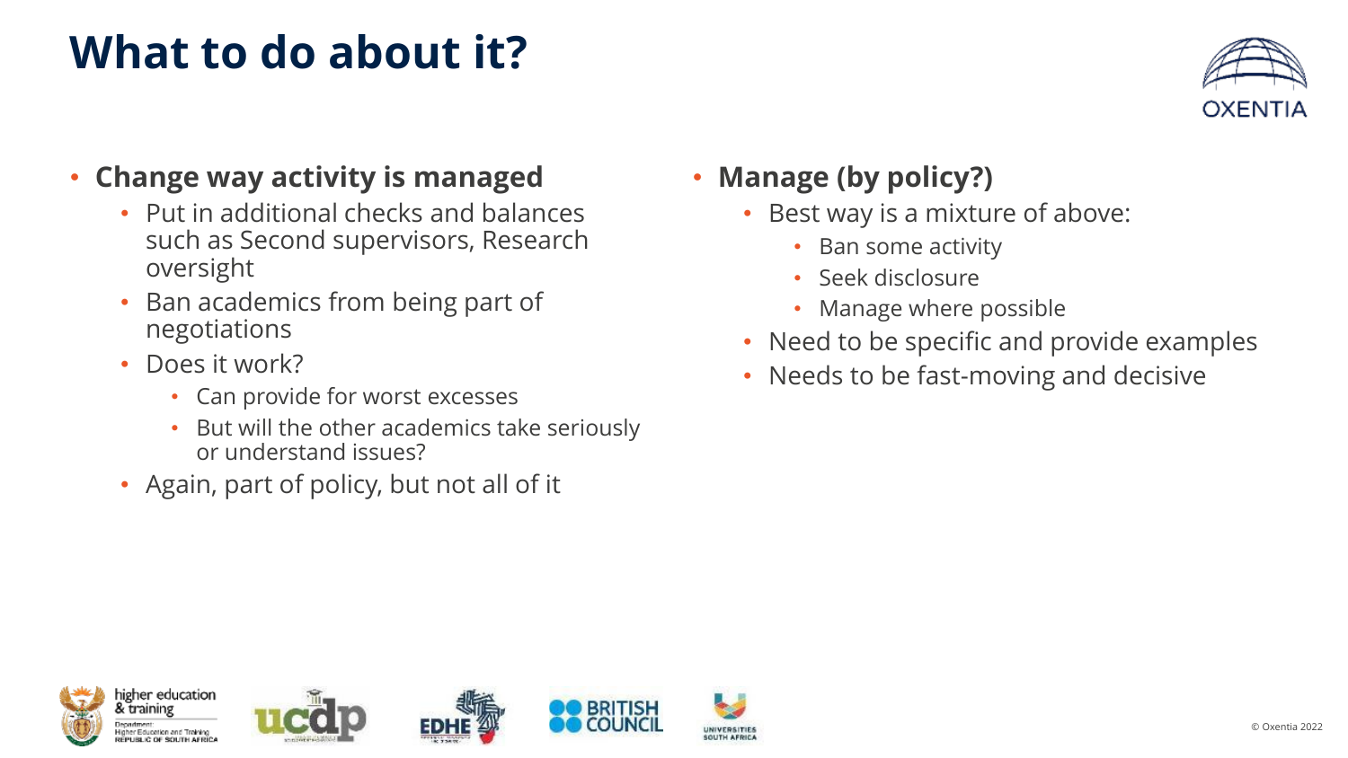# What to do about it?

- **Change way activity is managed**
  - Put in additional checks and balances such as Second supervisors, Research oversight
  - Ban academics from being part of negotiations
  - Does it work?
    - Can provide for worst excesses
    - But will the other academics take seriously or understand issues?
  - Again, part of policy, but not all of it

- **Manage (by policy?)**
  - Best way is a mixture of above:
    - Ban some activity
    - Seek disclosure
    - Manage where possible
  - Need to be specific and provide examples
  - Needs to be fast-moving and decisive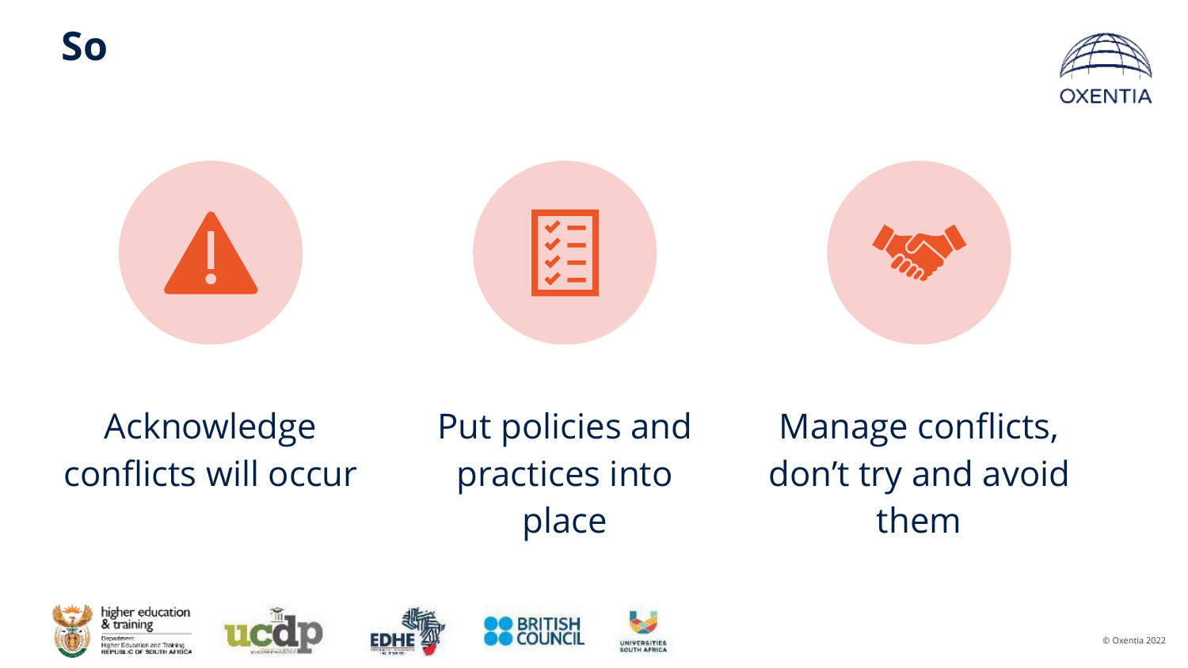# So

Acknowledge conflicts will occur

Put policies and practices into place

Manage conflicts, don't try and avoid them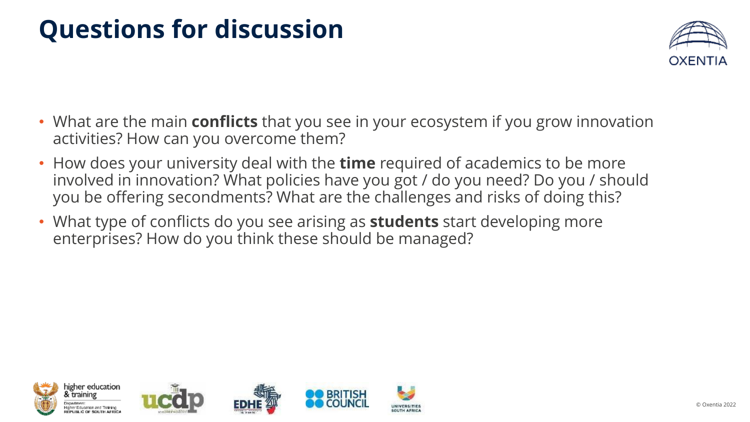# Questions for discussion

- What are the main **conflicts** that you see in your ecosystem if you grow innovation activities? How can you overcome them?
- How does your university deal with the **time** required of academics to be more involved in innovation? What policies have you got / do you need? Do you / should you be offering secondments? What are the challenges and risks of doing this?
- What type of conflicts do you see arising as **students** start developing more enterprises? How do you think these should be managed?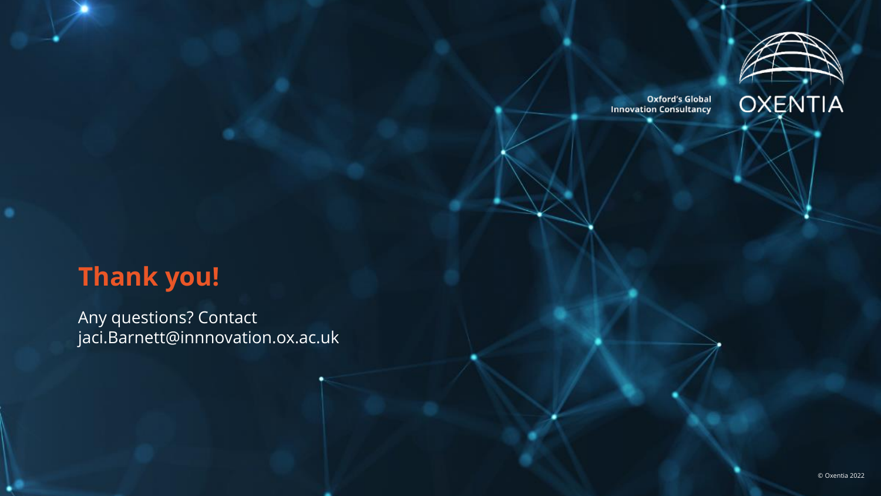Oxford's Global Innovation Consultancy

OXENTIA

## Thank you!

Any questions? Contact jaci.Barnett@innnovation.ox.ac.uk

© Oxentia 2022